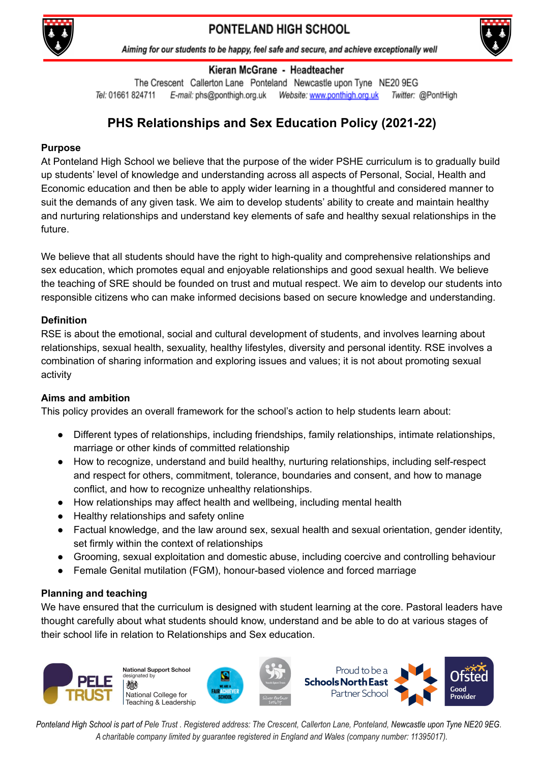# PONTELAND HIGH SCHOOL

*Aiming for our students to be happy, feel safe and secure, and achieve exceptionally well*

**Kieran McGrane - Headteacher**

The Crescent Callerton Lane Ponteland Newcastle upon Tyne NE20 9EG

*Tel:* 01661 824711 *E-mail:* phs@ponthigh.org.uk *Website:* www.ponthigh.org.uk *Twitter:* @PontHigh

## PHS Relationships and Sex Education Policy (2021-22)

### Purpose

At Ponteland High School we believe that the purpose of the wider PSHE curriculum is to gradually build up students' level of knowledge and understanding across all aspects of Personal, Social, Health and Economic education and then be able to apply wider learning in a thoughtful and considered manner to suit the demands of any given task. We aim to develop students' ability to create and maintain healthy and nurturing relationships and understand key elements of safe and healthy sexual relationships in the future.

We believe that all students should have the right to high-quality and comprehensive relationships and sex education, which promotes equal and enjoyable relationships and good sexual health. We believe the teaching of SRE should be founded on trust and mutual respect. We aim to develop our students into responsible citizens who can make informed decisions based on secure knowledge and understanding.

### Definition

RSE is about the emotional, social and cultural development of students, and involves learning about relationships, sexual health, sexuality, healthy lifestyles, diversity and personal identity. RSE involves a combination of sharing information and exploring issues and values; it is not about promoting sexual activity

### Aims and ambition

This policy provides an overall framework for the school's action to help students learn about:

- Different types of relationships, including friendships, family relationships, intimate relationships, marriage or other kinds of committed relationship
- How to recognize, understand and build healthy, nurturing relationships, including self-respect and respect for others, commitment, tolerance, boundaries and consent, and how to manage conflict, and how to recognize unhealthy relationships.
- How relationships may affect health and wellbeing, including mental health
- Healthy relationships and safety online
- Factual knowledge, and the law around sex, sexual health and sexual orientation, gender identity, set firmly within the context of relationships
- Grooming, sexual exploitation and domestic abuse, including coercive and controlling behaviour
- Female Genital mutilation (FGM), honour-based violence and forced marriage

### Planning and teaching

We have ensured that the curriculum is designed with student learning at the core. Pastoral leaders have thought carefully about what students should know, understand and be able to do at various stages of their school life in relation to Relationships and Sex education.

*Ponteland High School is part of Pele Trust . Registered address: The Crescent, Callerton Lane, Ponteland, Newcastle upon Tyne NE20 9EG. A charitable company limited by guarantee registered in England and Wales (company number: 11395017).*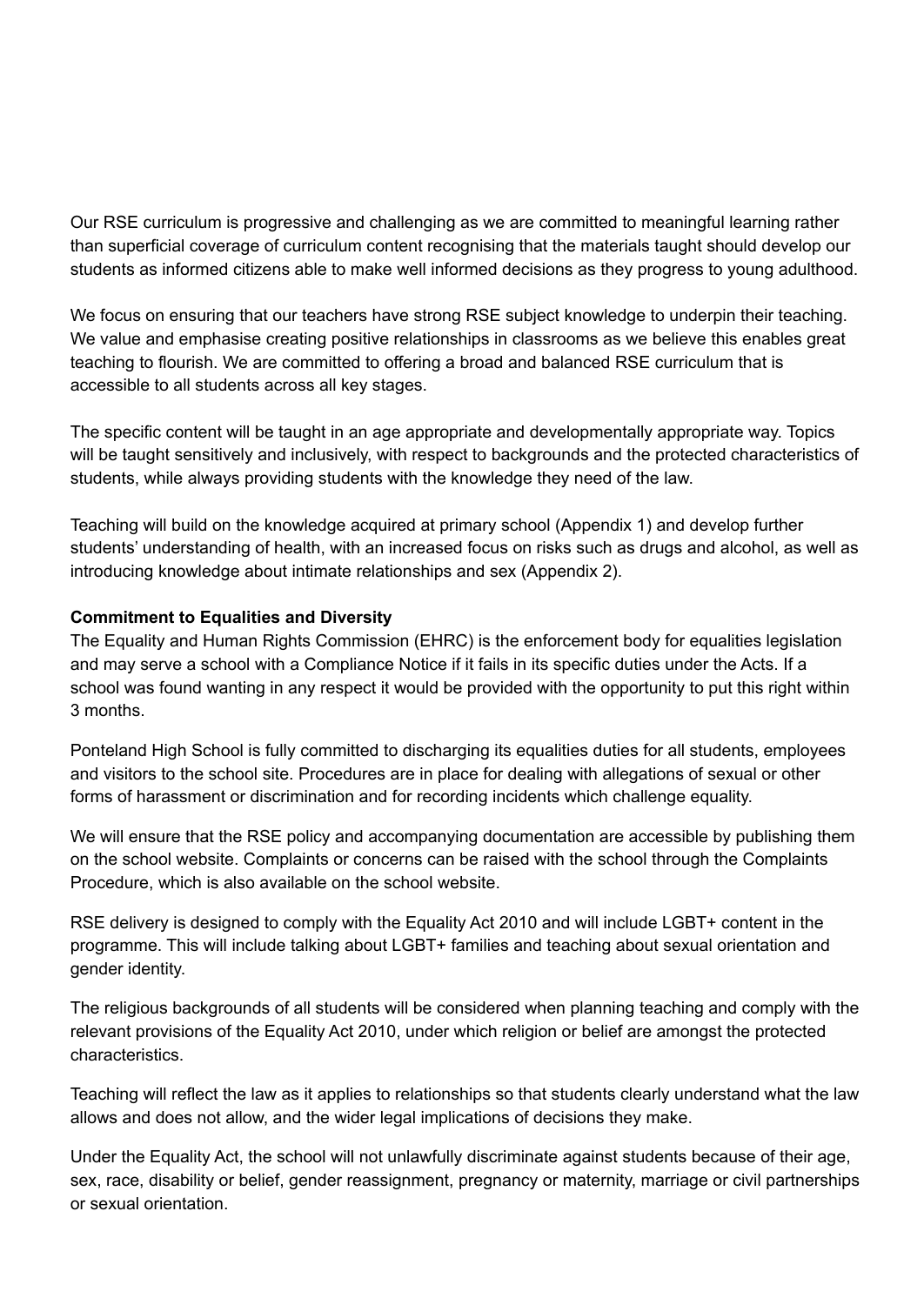Our RSE curriculum is progressive and challenging as we are committed to meaningful learning rather than superficial coverage of curriculum content recognising that the materials taught should develop our students as informed citizens able to make well informed decisions as they progress to young adulthood.

We focus on ensuring that our teachers have strong RSE subject knowledge to underpin their teaching. We value and emphasise creating positive relationships in classrooms as we believe this enables great teaching to flourish. We are committed to offering a broad and balanced RSE curriculum that is accessible to all students across all key stages.

The specific content will be taught in an age appropriate and developmentally appropriate way. Topics will be taught sensitively and inclusively, with respect to backgrounds and the protected characteristics of students, while always providing students with the knowledge they need of the law.

Teaching will build on the knowledge acquired at primary school (Appendix 1) and develop further students' understanding of health, with an increased focus on risks such as drugs and alcohol, as well as introducing knowledge about intimate relationships and sex (Appendix 2).

**Commitment to Equalities and Diversity**

The Equality and Human Rights Commission (EHRC) is the enforcement body for equalities legislation and may serve a school with a Compliance Notice if it fails in its specific duties under the Acts. If a school was found wanting in any respect it would be provided with the opportunity to put this right within 3 months.

Ponteland High School is fully committed to discharging its equalities duties for all students, employees and visitors to the school site. Procedures are in place for dealing with allegations of sexual or other forms of harassment or discrimination and for recording incidents which challenge equality.

We will ensure that the RSE policy and accompanying documentation are accessible by publishing them on the school website. Complaints or concerns can be raised with the school through the Complaints Procedure, which is also available on the school website.

RSE delivery is designed to comply with the Equality Act 2010 and will include LGBT+ content in the programme. This will include talking about LGBT+ families and teaching about sexual orientation and gender identity.

The religious backgrounds of all students will be considered when planning teaching and comply with the relevant provisions of the Equality Act 2010, under which religion or belief are amongst the protected characteristics.

Teaching will reflect the law as it applies to relationships so that students clearly understand what the law allows and does not allow, and the wider legal implications of decisions they make.

Under the Equality Act, the school will not unlawfully discriminate against students because of their age, sex, race, disability or belief, gender reassignment, pregnancy or maternity, marriage or civil partnerships or sexual orientation.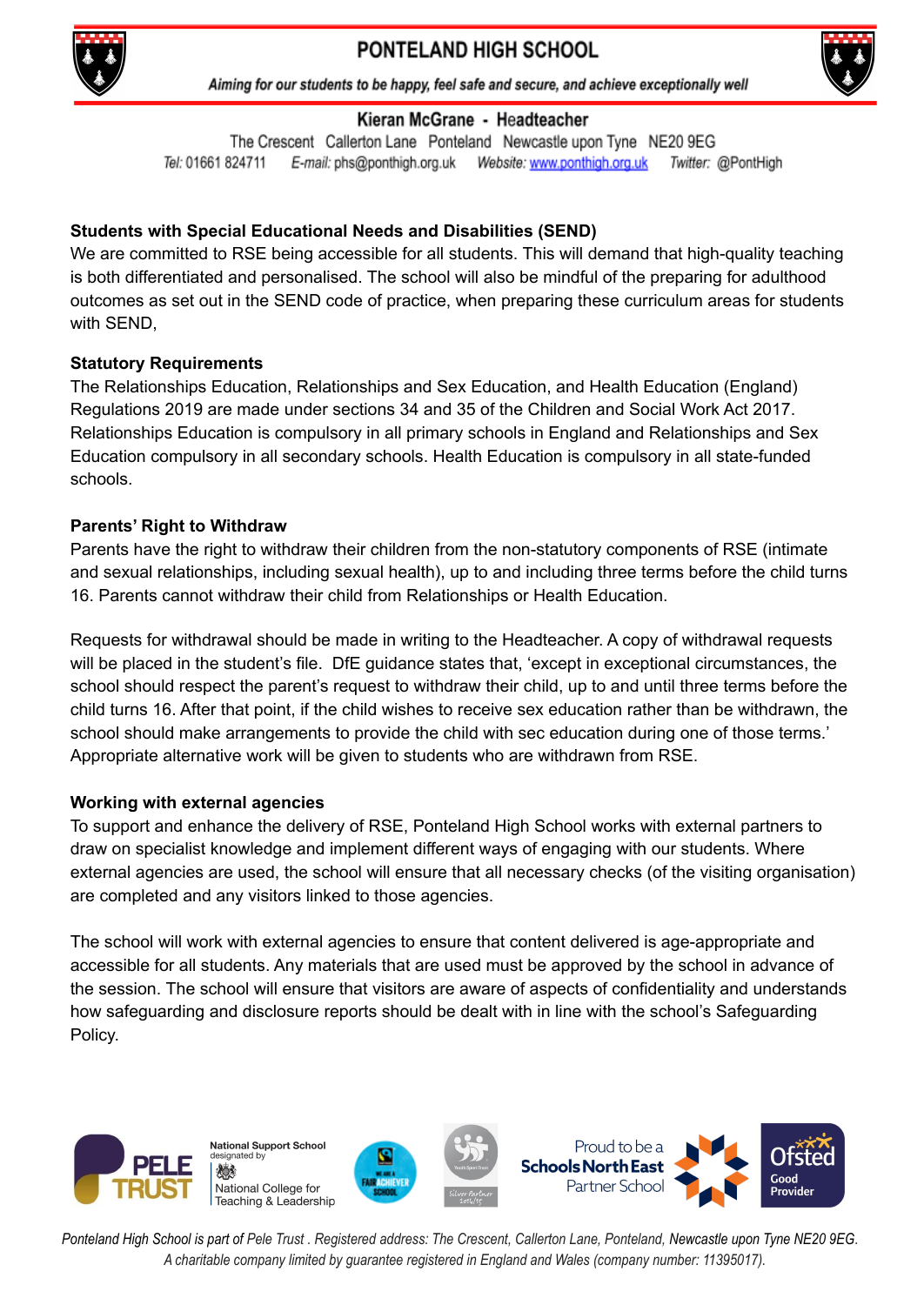**Students with Special Educational Needs and Disabilities (SEND)**

We are committed to RSE being accessible for all students. This will demand that high-quality teaching is both differentiated and personalised. The school will also be mindful of the preparing for adulthood outcomes as set out in the SEND code of practice, when preparing these curriculum areas for students with SEND,

**Statutory Requirements**

The Relationships Education, Relationships and Sex Education, and Health Education (England) Regulations 2019 are made under sections 34 and 35 of the Children and Social Work Act 2017. Relationships Education is compulsory in all primary schools in England and Relationships and Sex Education compulsory in all secondary schools. Health Education is compulsory in all state-funded schools.

**Parents' Right to Withdraw**

Parents have the right to withdraw their children from the non-statutory components of RSE (intimate and sexual relationships, including sexual health), up to and including three terms before the child turns 16. Parents cannot withdraw their child from Relationships or Health Education.

Requests for withdrawal should be made in writing to the Headteacher. A copy of withdrawal requests will be placed in the student's file. DfE guidance states that, 'except in exceptional circumstances, the school should respect the parent's request to withdraw their child, up to and until three terms before the child turns 16. After that point, if the child wishes to receive sex education rather than be withdrawn, the school should make arrangements to provide the child with sec education during one of those terms.' Appropriate alternative work will be given to students who are withdrawn from RSE.

**Working with external agencies**

To support and enhance the delivery of RSE, Ponteland High School works with external partners to draw on specialist knowledge and implement different ways of engaging with our students. Where external agencies are used, the school will ensure that all necessary checks (of the visiting organisation) are completed and any visitors linked to those agencies.

The school will work with external agencies to ensure that content delivered is age-appropriate and accessible for all students. Any materials that are used must be approved by the school in advance of the session. The school will ensure that visitors are aware of aspects of confidentiality and understands how safeguarding and disclosure reports should be dealt with in line with the school's Safeguarding Policy.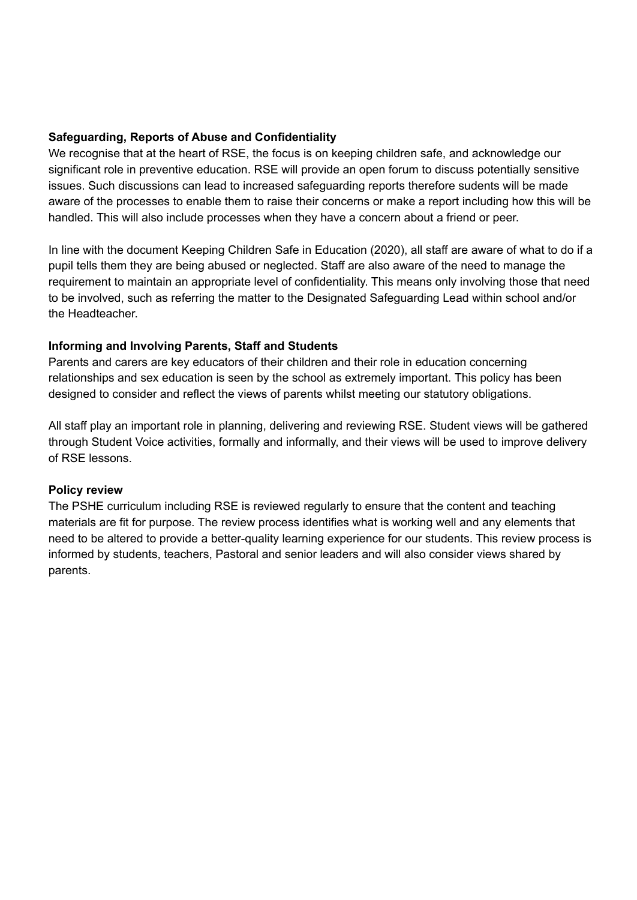**Safeguarding, Reports of Abuse and Confidentiality**

We recognise that at the heart of RSE, the focus is on keeping children safe, and acknowledge our significant role in preventive education. RSE will provide an open forum to discuss potentially sensitive issues. Such discussions can lead to increased safeguarding reports therefore sudents will be made aware of the processes to enable them to raise their concerns or make a report including how this will be handled. This will also include processes when they have a concern about a friend or peer.

In line with the document Keeping Children Safe in Education (2020), all staff are aware of what to do if a pupil tells them they are being abused or neglected. Staff are also aware of the need to manage the requirement to maintain an appropriate level of confidentiality. This means only involving those that need to be involved, such as referring the matter to the Designated Safeguarding Lead within school and/or the Headteacher.

**Informing and Involving Parents, Staff and Students**

Parents and carers are key educators of their children and their role in education concerning relationships and sex education is seen by the school as extremely important. This policy has been designed to consider and reflect the views of parents whilst meeting our statutory obligations.

All staff play an important role in planning, delivering and reviewing RSE. Student views will be gathered through Student Voice activities, formally and informally, and their views will be used to improve delivery of RSE lessons.

**Policy review**

The PSHE curriculum including RSE is reviewed regularly to ensure that the content and teaching materials are fit for purpose. The review process identifies what is working well and any elements that need to be altered to provide a better-quality learning experience for our students. This review process is informed by students, teachers, Pastoral and senior leaders and will also consider views shared by parents.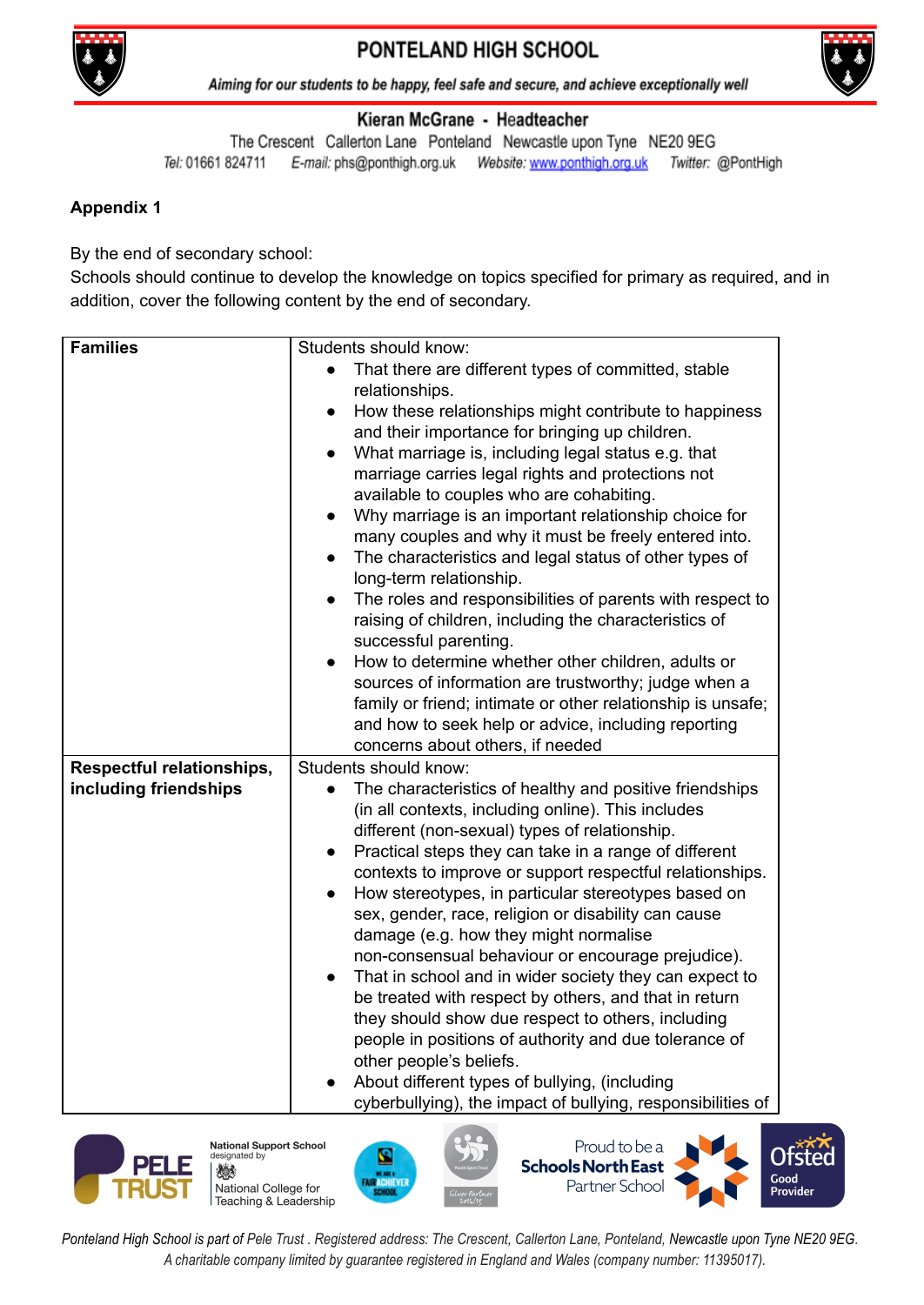## Appendix 1

By the end of secondary school:
Schools should continue to develop the knowledge on topics specified for primary as required, and in addition, cover the following content by the end of secondary.

| **Families** | Students should know:<br>• That there are different types of committed, stable relationships.<br>• How these relationships might contribute to happiness and their importance for bringing up children.<br>• What marriage is, including legal status e.g. that marriage carries legal rights and protections not available to couples who are cohabiting.<br>• Why marriage is an important relationship choice for many couples and why it must be freely entered into.<br>• The characteristics and legal status of other types of long-term relationship.<br>• The roles and responsibilities of parents with respect to raising of children, including the characteristics of successful parenting.<br>• How to determine whether other children, adults or sources of information are trustworthy; judge when a family or friend; intimate or other relationship is unsafe; and how to seek help or advice, including reporting concerns about others, if needed |
|---|---|
| **Respectful relationships, including friendships** | Students should know:<br>• The characteristics of healthy and positive friendships (in all contexts, including online). This includes different (non-sexual) types of relationship.<br>• Practical steps they can take in a range of different contexts to improve or support respectful relationships.<br>• How stereotypes, in particular stereotypes based on sex, gender, race, religion or disability can cause damage (e.g. how they might normalise non-consensual behaviour or encourage prejudice).<br>• That in school and in wider society they can expect to be treated with respect by others, and that in return they should show due respect to others, including people in positions of authority and due tolerance of other people's beliefs.<br>• About different types of bullying, (including cyberbullying), the impact of bullying, responsibilities of |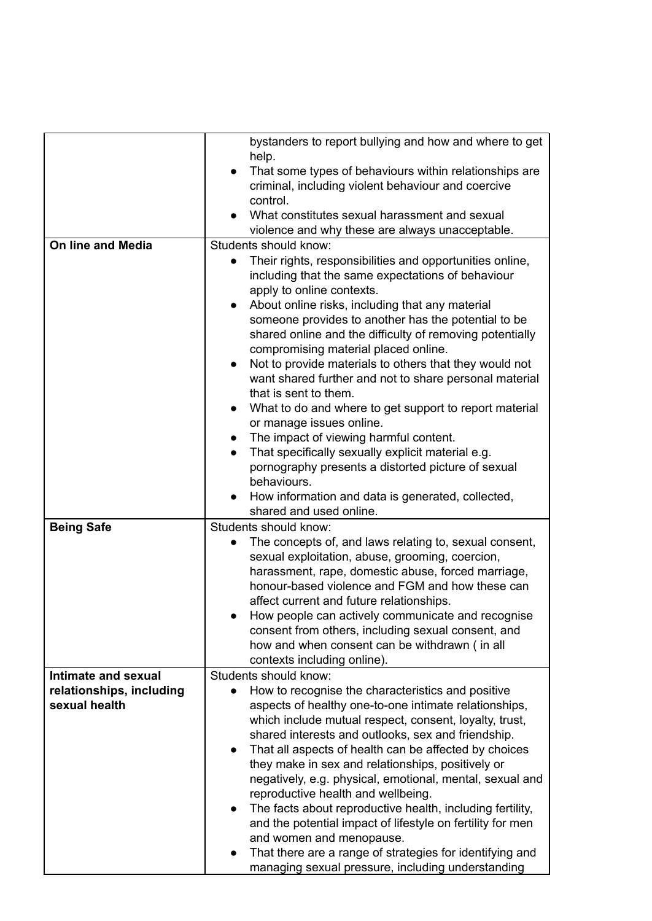| | |
|---|---|
| | ● bystanders to report bullying and how and where to get help.<br>● That some types of behaviours within relationships are criminal, including violent behaviour and coercive control.<br>● What constitutes sexual harassment and sexual violence and why these are always unacceptable. |
| **On line and Media** | Students should know:<br>● Their rights, responsibilities and opportunities online, including that the same expectations of behaviour apply to online contexts.<br>● About online risks, including that any material someone provides to another has the potential to be shared online and the difficulty of removing potentially compromising material placed online.<br>● Not to provide materials to others that they would not want shared further and not to share personal material that is sent to them.<br>● What to do and where to get support to report material or manage issues online.<br>● The impact of viewing harmful content.<br>● That specifically sexually explicit material e.g. pornography presents a distorted picture of sexual behaviours.<br>● How information and data is generated, collected, shared and used online. |
| **Being Safe** | Students should know:<br>● The concepts of, and laws relating to, sexual consent, sexual exploitation, abuse, grooming, coercion, harassment, rape, domestic abuse, forced marriage, honour-based violence and FGM and how these can affect current and future relationships.<br>● How people can actively communicate and recognise consent from others, including sexual consent, and how and when consent can be withdrawn ( in all contexts including online). |
| **Intimate and sexual relationships, including sexual health** | Students should know:<br>● How to recognise the characteristics and positive aspects of healthy one-to-one intimate relationships, which include mutual respect, consent, loyalty, trust, shared interests and outlooks, sex and friendship.<br>● That all aspects of health can be affected by choices they make in sex and relationships, positively or negatively, e.g. physical, emotional, mental, sexual and reproductive health and wellbeing.<br>● The facts about reproductive health, including fertility, and the potential impact of lifestyle on fertility for men and women and menopause.<br>● That there are a range of strategies for identifying and managing sexual pressure, including understanding |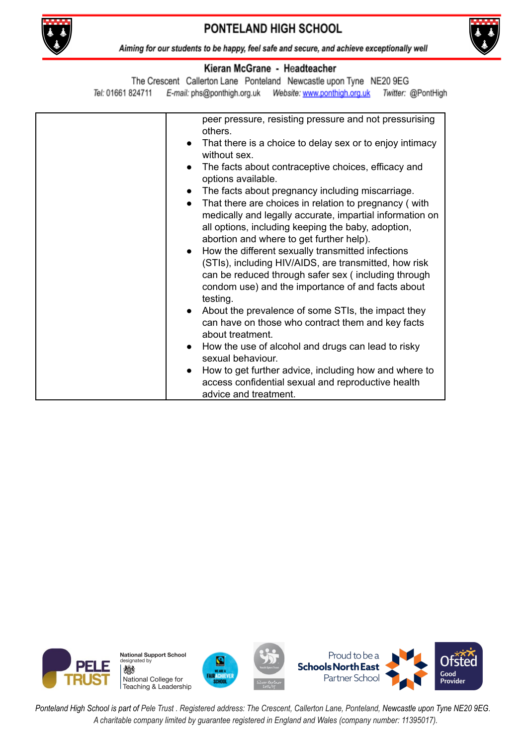| | |
|---|---|
| | peer pressure, resisting pressure and not pressurising others.<br>● That there is a choice to delay sex or to enjoy intimacy without sex.<br>● The facts about contraceptive choices, efficacy and options available.<br>● The facts about pregnancy including miscarriage.<br>● That there are choices in relation to pregnancy ( with medically and legally accurate, impartial information on all options, including keeping the baby, adoption, abortion and where to get further help).<br>● How the different sexually transmitted infections (STIs), including HIV/AIDS, are transmitted, how risk can be reduced through safer sex ( including through condom use) and the importance of and facts about testing.<br>● About the prevalence of some STIs, the impact they can have on those who contract them and key facts about treatment.<br>● How the use of alcohol and drugs can lead to risky sexual behaviour.<br>● How to get further advice, including how and where to access confidential sexual and reproductive health advice and treatment. |